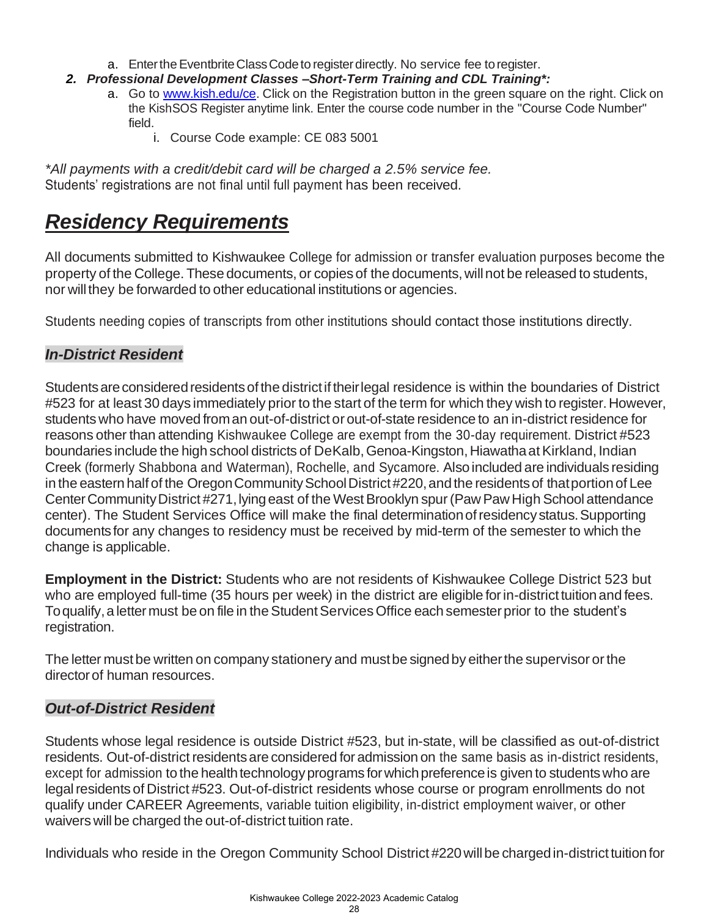a. Enter the Eventbrite Class Code to register directly. No service fee to register.

2. ***Professional Development Classes –Short-Term Training and CDL Training\*:***
   a. Go to [www.kish.edu/ce](www.kish.edu/ce). Click on the Registration button in the green square on the right. Click on the KishSOS Register anytime link. Enter the course code number in the "Course Code Number" field.
      i. Course Code example: CE 083 5001

*\*All payments with a credit/debit card will be charged a 2.5% service fee.*
Students' registrations are not final until full payment has been received.

# ***Residency Requirements***

All documents submitted to Kishwaukee College for admission or transfer evaluation purposes become the property of the College. These documents, or copies of the documents, will not be released to students, nor will they be forwarded to other educational institutions or agencies.

Students needing copies of transcripts from other institutions should contact those institutions directly.

## ***In-District Resident***

Students are considered residents of the district if their legal residence is within the boundaries of District #523 for at least 30 days immediately prior to the start of the term for which they wish to register. However, students who have moved from an out-of-district or out-of-state residence to an in-district residence for reasons other than attending Kishwaukee College are exempt from the 30-day requirement. District #523 boundaries include the high school districts of DeKalb, Genoa-Kingston, Hiawatha at Kirkland, Indian Creek (formerly Shabbona and Waterman), Rochelle, and Sycamore. Also included are individuals residing in the eastern half of the Oregon Community School District #220, and the residents of that portion of Lee Center Community District #271, lying east of the West Brooklyn spur (Paw Paw High School attendance center). The Student Services Office will make the final determination of residency status. Supporting documents for any changes to residency must be received by mid-term of the semester to which the change is applicable.

**Employment in the District:** Students who are not residents of Kishwaukee College District 523 but who are employed full-time (35 hours per week) in the district are eligible for in-district tuition and fees. To qualify, a letter must be on file in the Student Services Office each semester prior to the student's registration.

The letter must be written on company stationery and must be signed by either the supervisor or the director of human resources.

## ***Out-of-District Resident***

Students whose legal residence is outside District #523, but in-state, will be classified as out-of-district residents. Out-of-district residents are considered for admission on the same basis as in-district residents, except for admission to the health technology programs for which preference is given to students who are legal residents of District #523. Out-of-district residents whose course or program enrollments do not qualify under CAREER Agreements, variable tuition eligibility, in-district employment waiver, or other waivers will be charged the out-of-district tuition rate.

Individuals who reside in the Oregon Community School District #220 will be charged in-district tuition for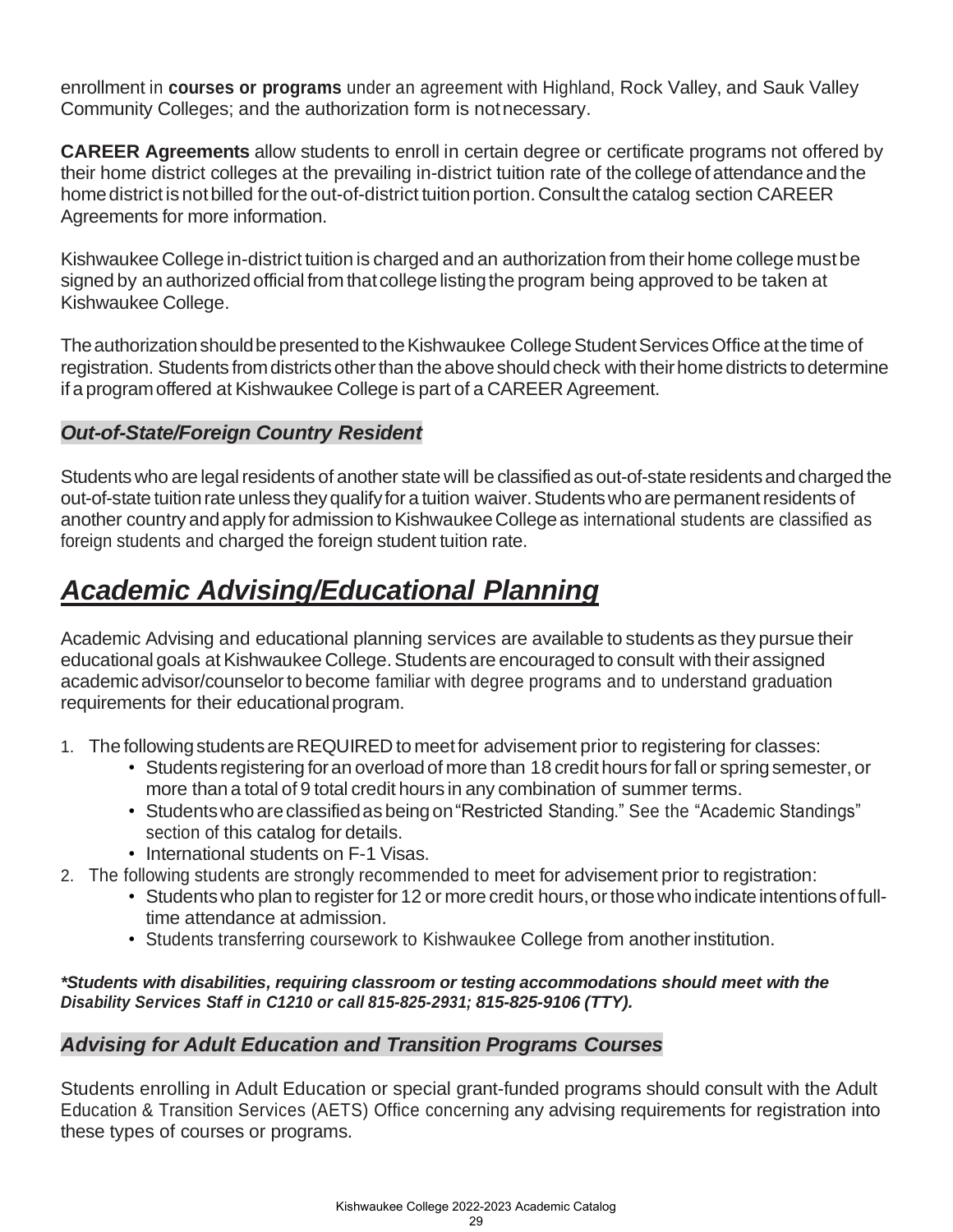enrollment in **courses or programs** under an agreement with Highland, Rock Valley, and Sauk Valley Community Colleges; and the authorization form is not necessary.

**CAREER Agreements** allow students to enroll in certain degree or certificate programs not offered by their home district colleges at the prevailing in-district tuition rate of the college of attendance and the home district is not billed for the out-of-district tuition portion. Consult the catalog section CAREER Agreements for more information.

Kishwaukee College in-district tuition is charged and an authorization from their home college must be signed by an authorized official from that college listing the program being approved to be taken at Kishwaukee College.

The authorization should be presented to the Kishwaukee College Student Services Office at the time of registration. Students from districts other than the above should check with their home districts to determine if a program offered at Kishwaukee College is part of a CAREER Agreement.

### *Out-of-State/Foreign Country Resident*

Students who are legal residents of another state will be classified as out-of-state residents and charged the out-of-state tuition rate unless they qualify for a tuition waiver. Students who are permanent residents of another country and apply for admission to Kishwaukee College as international students are classified as foreign students and charged the foreign student tuition rate.

## *Academic Advising/Educational Planning*

Academic Advising and educational planning services are available to students as they pursue their educational goals at Kishwaukee College. Students are encouraged to consult with their assigned academic advisor/counselor to become familiar with degree programs and to understand graduation requirements for their educational program.

1. The following students are REQUIRED to meet for advisement prior to registering for classes:
   - Students registering for an overload of more than 18 credit hours for fall or spring semester, or more than a total of 9 total credit hours in any combination of summer terms.
   - Students who are classified as being on "Restricted Standing." See the "Academic Standings" section of this catalog for details.
   - International students on F-1 Visas.
2. The following students are strongly recommended to meet for advisement prior to registration:
   - Students who plan to register for 12 or more credit hours, or those who indicate intentions of full-time attendance at admission.
   - Students transferring coursework to Kishwaukee College from another institution.

***Students with disabilities, requiring classroom or testing accommodations should meet with the Disability Services Staff in C1210 or call 815-825-2931; 815-825-9106 (TTY).***

### *Advising for Adult Education and Transition Programs Courses*

Students enrolling in Adult Education or special grant-funded programs should consult with the Adult Education & Transition Services (AETS) Office concerning any advising requirements for registration into these types of courses or programs.